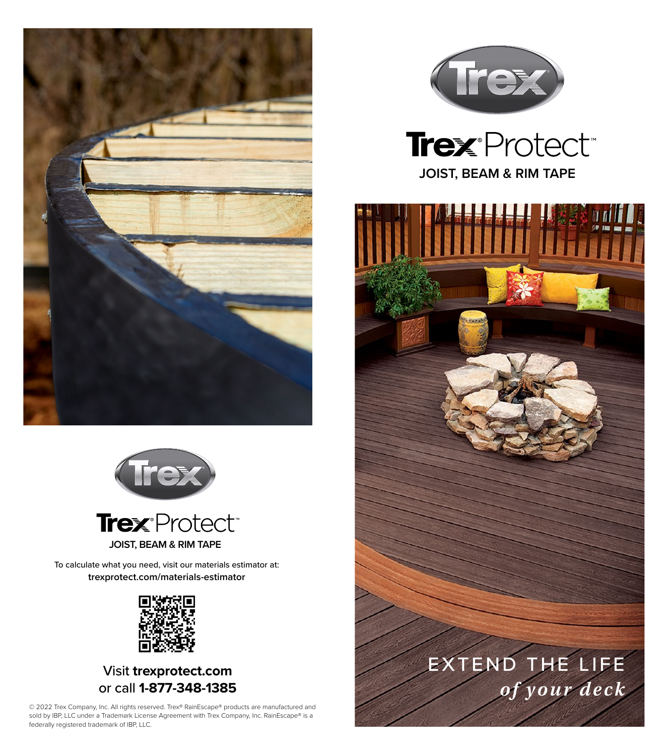# Trex® Protect™

## JOIST, BEAM & RIM TAPE

To calculate what you need, visit our materials estimator at:
**trexprotect.com/materials-estimator**

Visit **trexprotect.com**
or call **1-877-348-1385**

© 2022 Trex Company, Inc. All rights reserved. Trex® RainEscape® products are manufactured and sold by IBP, LLC under a Trademark License Agreement with Trex Company, Inc. RainEscape® is a federally registered trademark of IBP, LLC.

# Trex® Protect™

## JOIST, BEAM & RIM TAPE

EXTEND THE LIFE
*of your deck*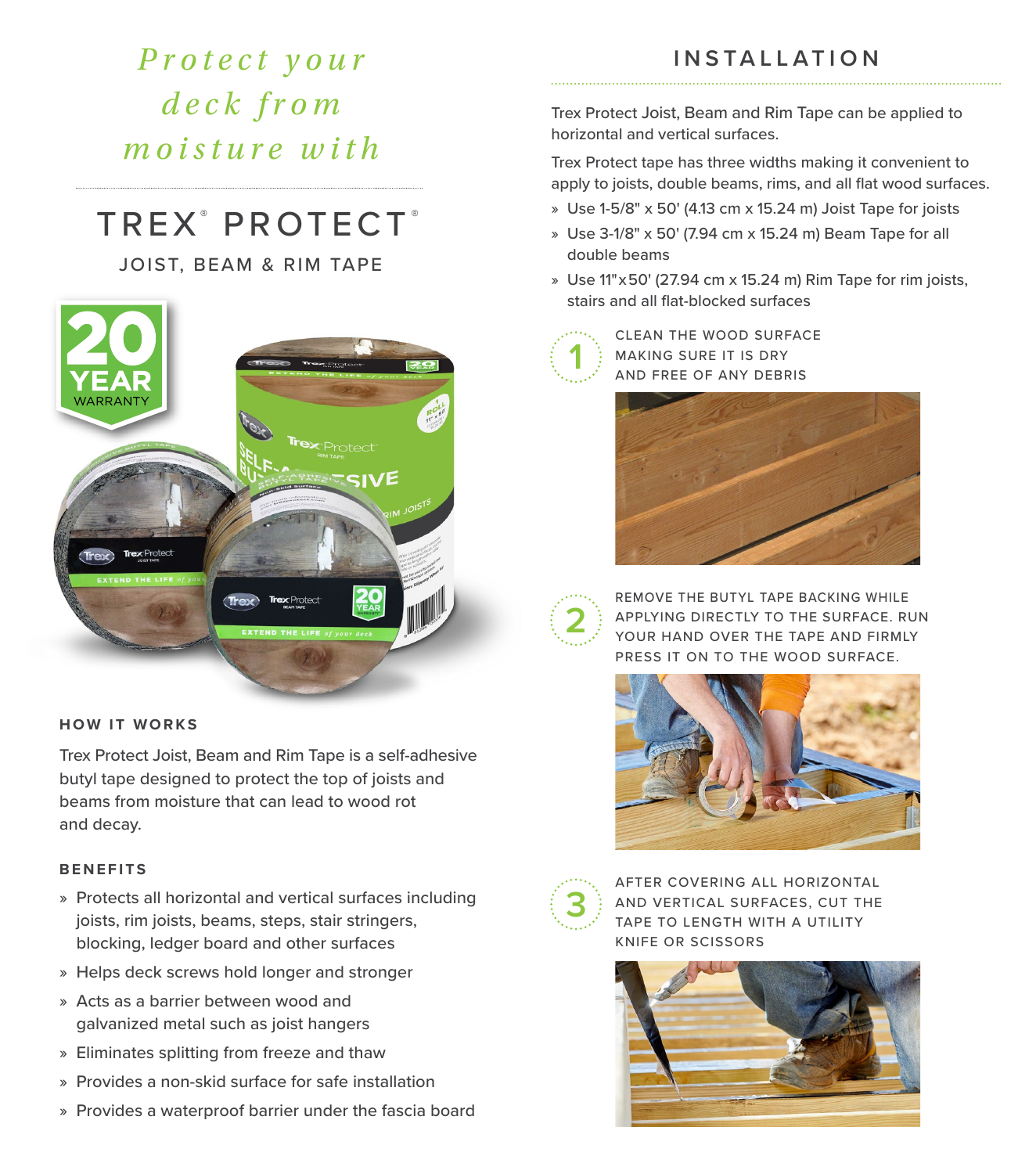*Protect your deck from moisture with*

# TREX® PROTECT®

## JOIST, BEAM & RIM TAPE

20 YEAR WARRANTY

### HOW IT WORKS

Trex Protect Joist, Beam and Rim Tape is a self-adhesive butyl tape designed to protect the top of joists and beams from moisture that can lead to wood rot and decay.

### BENEFITS

- Protects all horizontal and vertical surfaces including joists, rim joists, beams, steps, stair stringers, blocking, ledger board and other surfaces
- Helps deck screws hold longer and stronger
- Acts as a barrier between wood and galvanized metal such as joist hangers
- Eliminates splitting from freeze and thaw
- Provides a non-skid surface for safe installation
- Provides a waterproof barrier under the fascia board

## INSTALLATION

Trex Protect Joist, Beam and Rim Tape can be applied to horizontal and vertical surfaces.

Trex Protect tape has three widths making it convenient to apply to joists, double beams, rims, and all flat wood surfaces.

- Use 1-5/8" x 50' (4.13 cm x 15.24 m) Joist Tape for joists
- Use 3-1/8" x 50' (7.94 cm x 15.24 m) Beam Tape for all double beams
- Use 11"x50' (27.94 cm x 15.24 m) Rim Tape for rim joists, stairs and all flat-blocked surfaces

1. CLEAN THE WOOD SURFACE MAKING SURE IT IS DRY AND FREE OF ANY DEBRIS
2. REMOVE THE BUTYL TAPE BACKING WHILE APPLYING DIRECTLY TO THE SURFACE. RUN YOUR HAND OVER THE TAPE AND FIRMLY PRESS IT ON TO THE WOOD SURFACE.
3. AFTER COVERING ALL HORIZONTAL AND VERTICAL SURFACES, CUT THE TAPE TO LENGTH WITH A UTILITY KNIFE OR SCISSORS